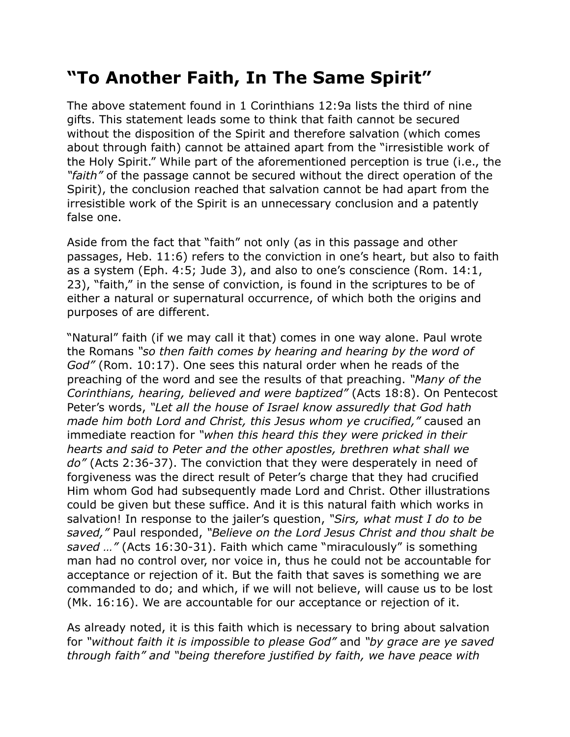# "To Another Faith, In The Same Spirit"

The above statement found in 1 Corinthians 12:9a lists the third of nine gifts. This statement leads some to think that faith cannot be secured without the disposition of the Spirit and therefore salvation (which comes about through faith) cannot be attained apart from the "irresistible work of the Holy Spirit." While part of the aforementioned perception is true (i.e., the *"faith"* of the passage cannot be secured without the direct operation of the Spirit), the conclusion reached that salvation cannot be had apart from the irresistible work of the Spirit is an unnecessary conclusion and a patently false one.

Aside from the fact that "faith" not only (as in this passage and other passages, Heb. 11:6) refers to the conviction in one's heart, but also to faith as a system (Eph. 4:5; Jude 3), and also to one's conscience (Rom. 14:1, 23), "faith," in the sense of conviction, is found in the scriptures to be of either a natural or supernatural occurrence, of which both the origins and purposes of are different.

"Natural" faith (if we may call it that) comes in one way alone. Paul wrote the Romans *"so then faith comes by hearing and hearing by the word of God"* (Rom. 10:17). One sees this natural order when he reads of the preaching of the word and see the results of that preaching. *"Many of the Corinthians, hearing, believed and were baptized"* (Acts 18:8). On Pentecost Peter's words, *"Let all the house of Israel know assuredly that God hath made him both Lord and Christ, this Jesus whom ye crucified,"* caused an immediate reaction for *"when this heard this they were pricked in their hearts and said to Peter and the other apostles, brethren what shall we do"* (Acts 2:36-37). The conviction that they were desperately in need of forgiveness was the direct result of Peter's charge that they had crucified Him whom God had subsequently made Lord and Christ. Other illustrations could be given but these suffice. And it is this natural faith which works in salvation! In response to the jailer's question, *"Sirs, what must I do to be saved,"* Paul responded, *"Believe on the Lord Jesus Christ and thou shalt be saved …"* (Acts 16:30-31). Faith which came "miraculously" is something man had no control over, nor voice in, thus he could not be accountable for acceptance or rejection of it. But the faith that saves is something we are commanded to do; and which, if we will not believe, will cause us to be lost (Mk. 16:16). We are accountable for our acceptance or rejection of it.

As already noted, it is this faith which is necessary to bring about salvation for *"without faith it is impossible to please God"* and *"by grace are ye saved through faith" and "being therefore justified by faith, we have peace with*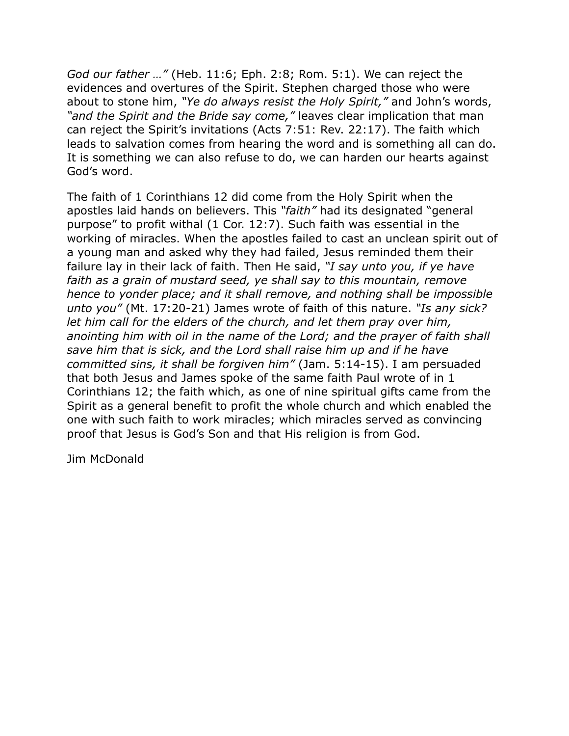*God our father …"* (Heb. 11:6; Eph. 2:8; Rom. 5:1). We can reject the evidences and overtures of the Spirit. Stephen charged those who were about to stone him, *"Ye do always resist the Holy Spirit,"* and John's words, *"and the Spirit and the Bride say come,"* leaves clear implication that man can reject the Spirit's invitations (Acts 7:51: Rev. 22:17). The faith which leads to salvation comes from hearing the word and is something all can do. It is something we can also refuse to do, we can harden our hearts against God's word.

The faith of 1 Corinthians 12 did come from the Holy Spirit when the apostles laid hands on believers. This *"faith"* had its designated "general purpose" to profit withal (1 Cor. 12:7). Such faith was essential in the working of miracles. When the apostles failed to cast an unclean spirit out of a young man and asked why they had failed, Jesus reminded them their failure lay in their lack of faith. Then He said, *"I say unto you, if ye have faith as a grain of mustard seed, ye shall say to this mountain, remove hence to yonder place; and it shall remove, and nothing shall be impossible unto you"* (Mt. 17:20-21) James wrote of faith of this nature. *"Is any sick? let him call for the elders of the church, and let them pray over him, anointing him with oil in the name of the Lord; and the prayer of faith shall save him that is sick, and the Lord shall raise him up and if he have committed sins, it shall be forgiven him"* (Jam. 5:14-15). I am persuaded that both Jesus and James spoke of the same faith Paul wrote of in 1 Corinthians 12; the faith which, as one of nine spiritual gifts came from the Spirit as a general benefit to profit the whole church and which enabled the one with such faith to work miracles; which miracles served as convincing proof that Jesus is God's Son and that His religion is from God.

Jim McDonald